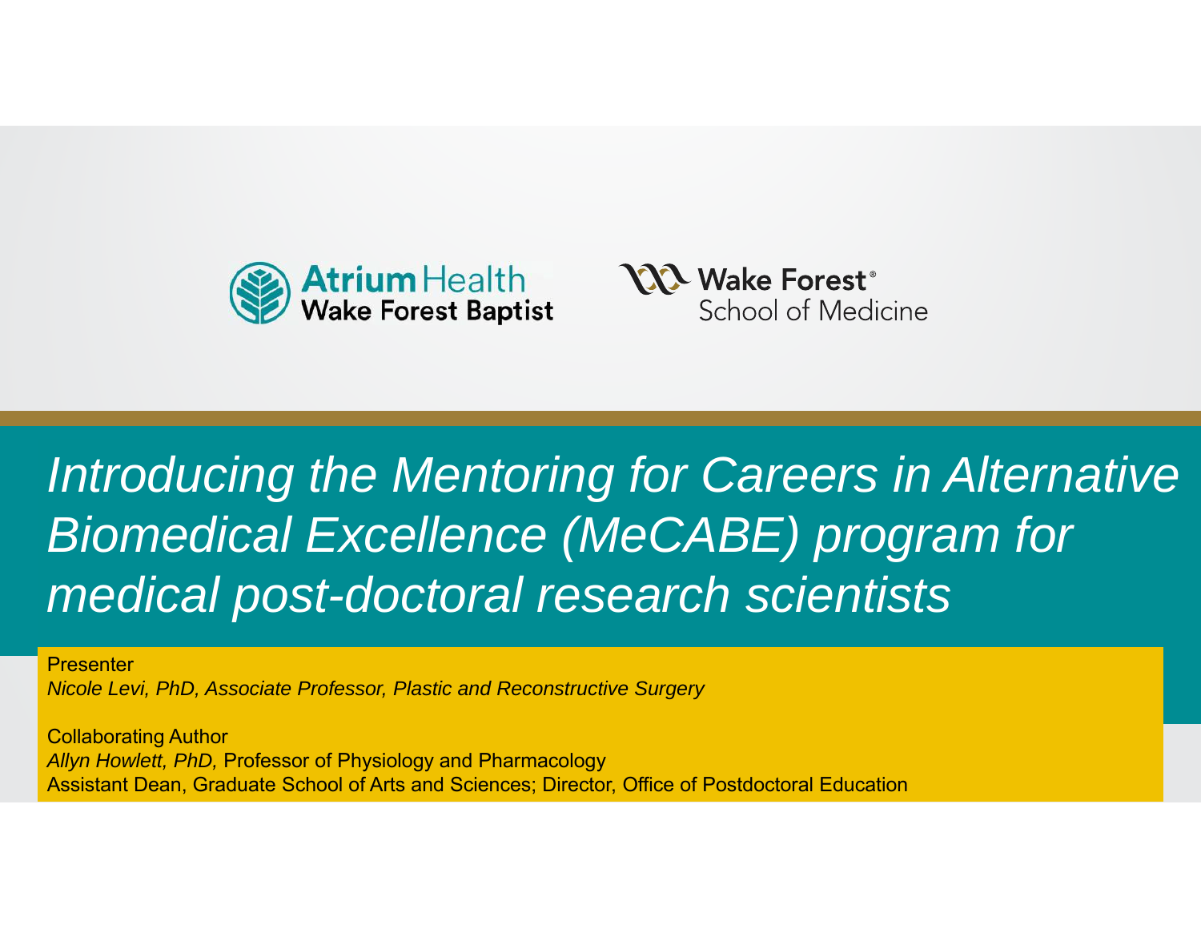Atrium Health Wake Forest Baptist

Wake Forest® School of Medicine

# *Introducing the Mentoring for Careers in Alternative Biomedical Excellence (MeCABE) program for medical post-doctoral research scientists*

Presenter

*Nicole Levi, PhD, Associate Professor, Plastic and Reconstructive Surgery*

Collaborating Author

*Allyn Howlett, PhD,* Professor of Physiology and Pharmacology

Assistant Dean, Graduate School of Arts and Sciences; Director, Office of Postdoctoral Education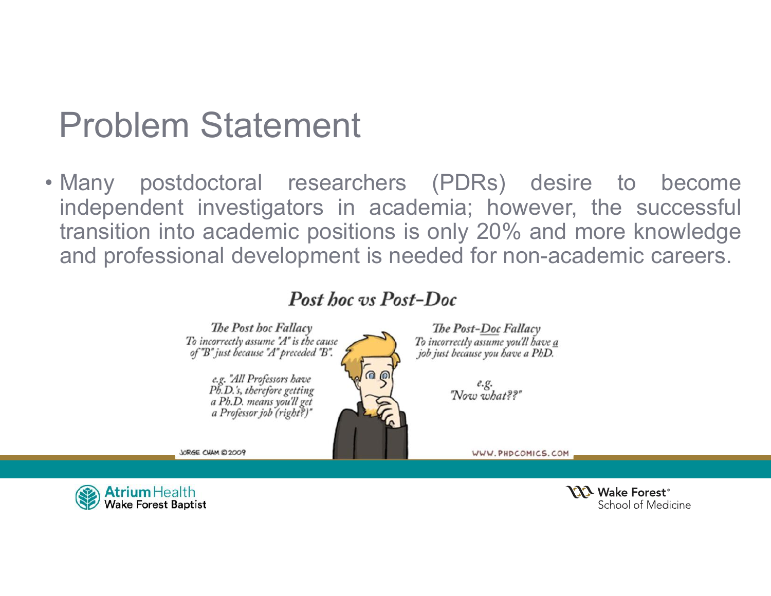# Problem Statement

- Many postdoctoral researchers (PDRs) desire to become independent investigators in academia; however, the successful transition into academic positions is only 20% and more knowledge and professional development is needed for non-academic careers.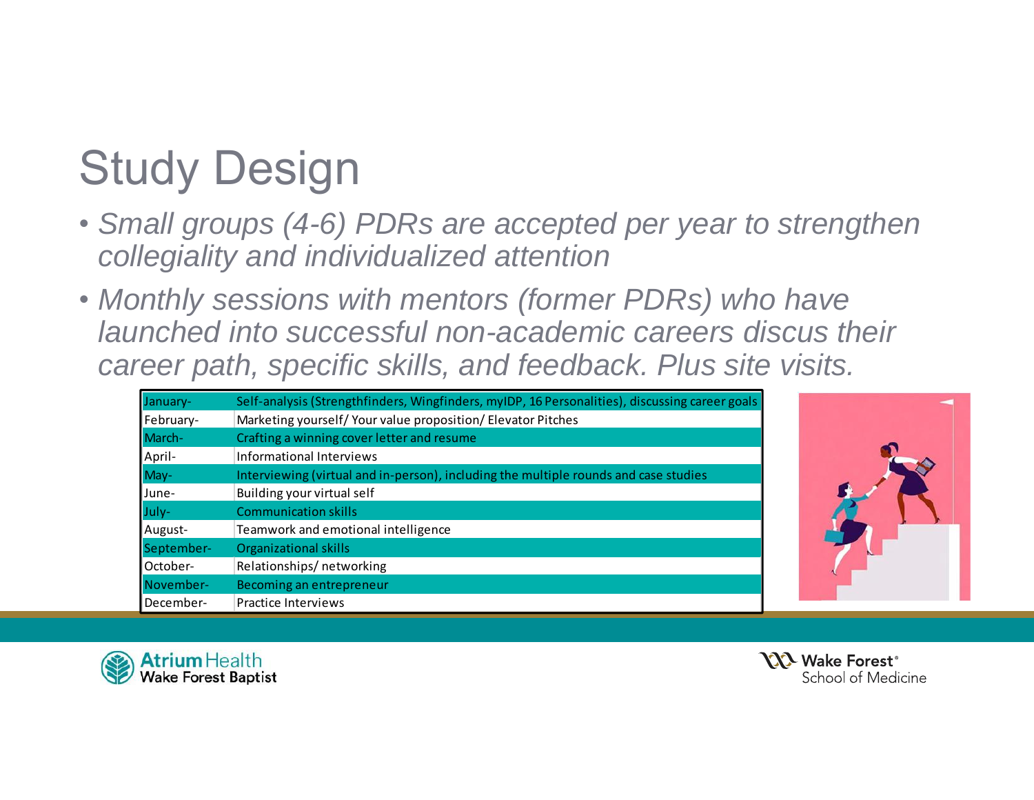# Study Design

- *Small groups (4-6) PDRs are accepted per year to strengthen collegiality and individualized attention*
- *Monthly sessions with mentors (former PDRs) who have launched into successful non-academic careers discus their career path, specific skills, and feedback. Plus site visits.*

| Month | Topic |
|---|---|
| January- | Self-analysis (Strengthfinders, Wingfinders, myIDP, 16 Personalities), discussing career goals |
| February- | Marketing yourself/ Your value proposition/ Elevator Pitches |
| March- | Crafting a winning cover letter and resume |
| April- | Informational Interviews |
| May- | Interviewing (virtual and in-person), including the multiple rounds and case studies |
| June- | Building your virtual self |
| July- | Communication skills |
| August- | Teamwork and emotional intelligence |
| September- | Organizational skills |
| October- | Relationships/ networking |
| November- | Becoming an entrepreneur |
| December- | Practice Interviews |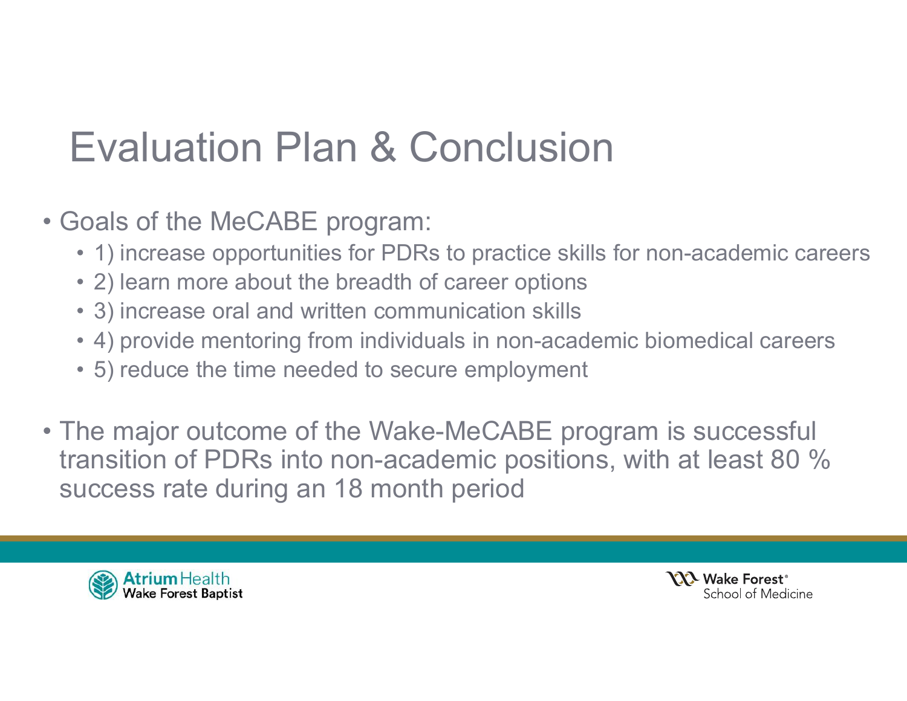# Evaluation Plan & Conclusion

- Goals of the MeCABE program:
  - 1) increase opportunities for PDRs to practice skills for non-academic careers
  - 2) learn more about the breadth of career options
  - 3) increase oral and written communication skills
  - 4) provide mentoring from individuals in non-academic biomedical careers
  - 5) reduce the time needed to secure employment

- The major outcome of the Wake-MeCABE program is successful transition of PDRs into non-academic positions, with at least 80 % success rate during an 18 month period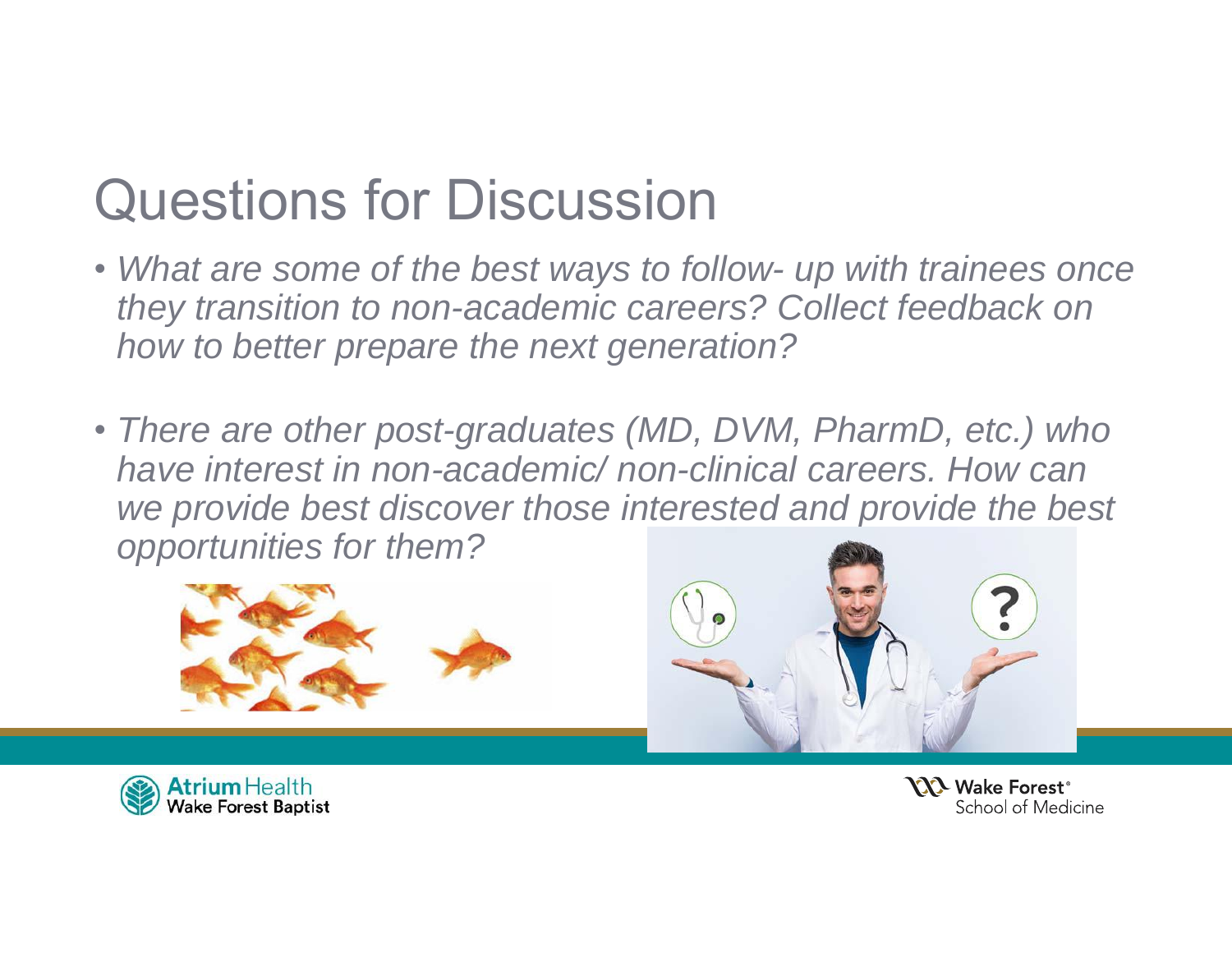# Questions for Discussion

- *What are some of the best ways to follow- up with trainees once they transition to non-academic careers? Collect feedback on how to better prepare the next generation?*

- *There are other post-graduates (MD, DVM, PharmD, etc.) who have interest in non-academic/ non-clinical careers. How can we provide best discover those interested and provide the best opportunities for them?*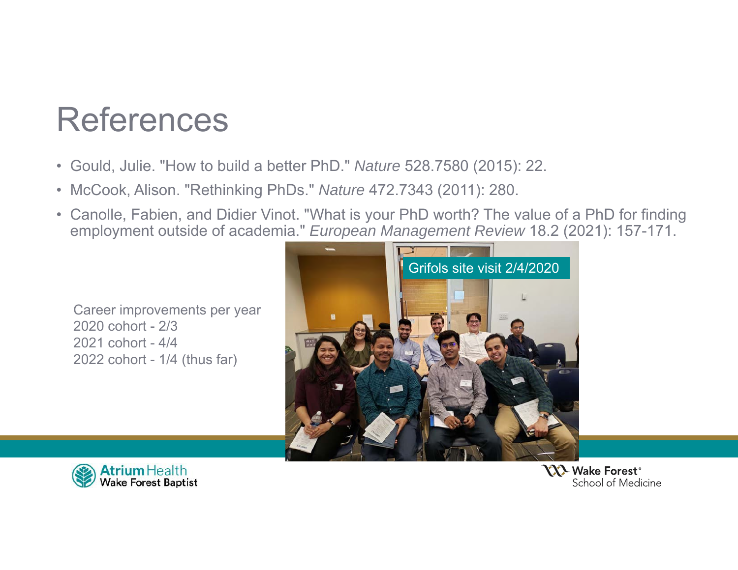# References

- Gould, Julie. "How to build a better PhD." *Nature* 528.7580 (2015): 22.
- McCook, Alison. "Rethinking PhDs." *Nature* 472.7343 (2011): 280.
- Canolle, Fabien, and Didier Vinot. "What is your PhD worth? The value of a PhD for finding employment outside of academia." *European Management Review* 18.2 (2021): 157-171.

Career improvements per year
2020 cohort - 2/3
2021 cohort - 4/4
2022 cohort - 1/4 (thus far)

Grifols site visit 2/4/2020